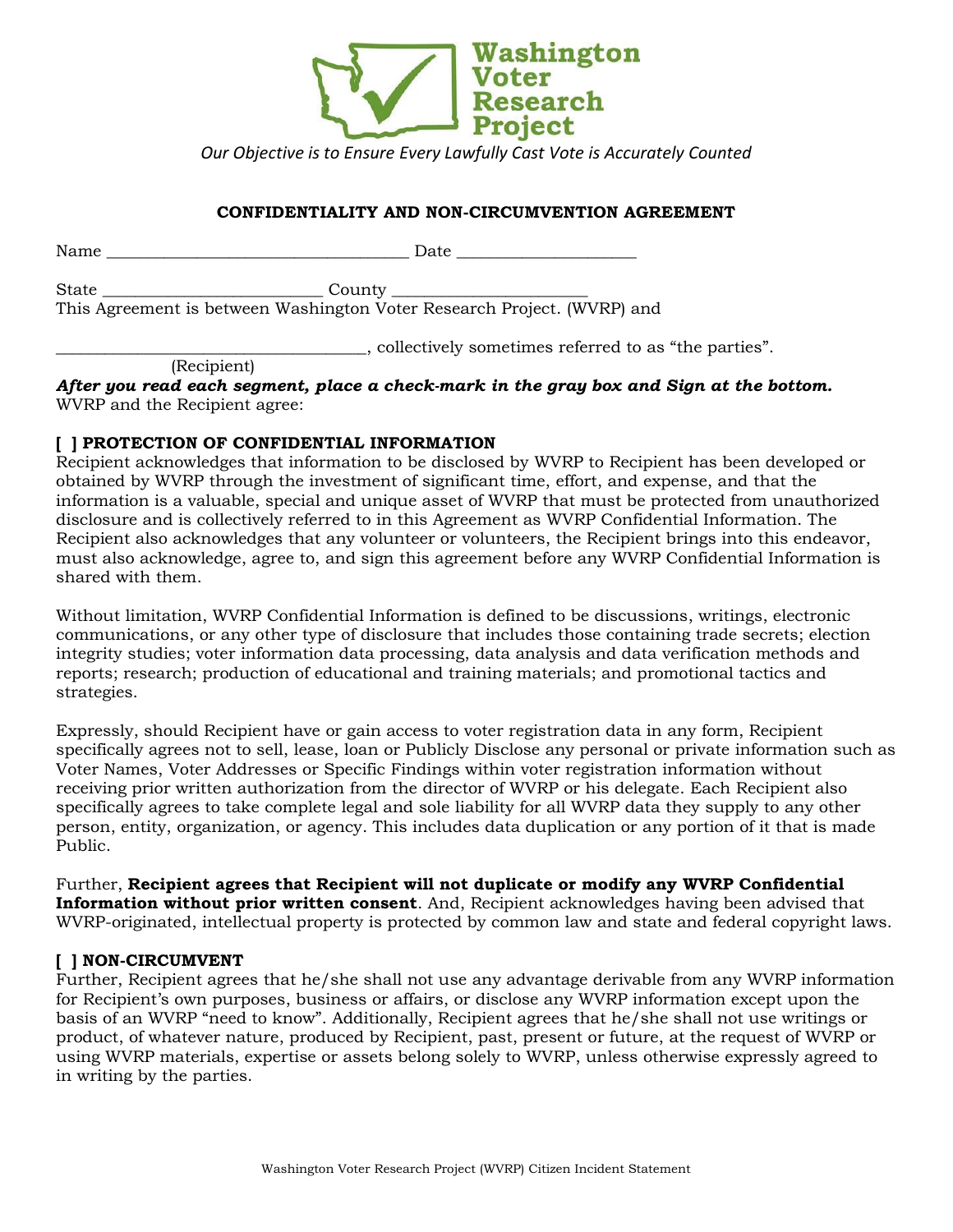Washington Voter Research Project

*Our Objective is to Ensure Every Lawfully Cast Vote is Accurately Counted*

**CONFIDENTIALITY AND NON-CIRCUMVENTION AGREEMENT**

Name ___________________________________ Date ____________________

State _________________________ County ______________________
This Agreement is between Washington Voter Research Project. (WVRP) and

___________________________________, collectively sometimes referred to as "the parties".
(Recipient)

***After you read each segment, place a check-mark in the gray box and Sign at the bottom.***
WVRP and the Recipient agree:

**[ ] PROTECTION OF CONFIDENTIAL INFORMATION**

Recipient acknowledges that information to be disclosed by WVRP to Recipient has been developed or obtained by WVRP through the investment of significant time, effort, and expense, and that the information is a valuable, special and unique asset of WVRP that must be protected from unauthorized disclosure and is collectively referred to in this Agreement as WVRP Confidential Information. The Recipient also acknowledges that any volunteer or volunteers, the Recipient brings into this endeavor, must also acknowledge, agree to, and sign this agreement before any WVRP Confidential Information is shared with them.

Without limitation, WVRP Confidential Information is defined to be discussions, writings, electronic communications, or any other type of disclosure that includes those containing trade secrets; election integrity studies; voter information data processing, data analysis and data verification methods and reports; research; production of educational and training materials; and promotional tactics and strategies.

Expressly, should Recipient have or gain access to voter registration data in any form, Recipient specifically agrees not to sell, lease, loan or Publicly Disclose any personal or private information such as Voter Names, Voter Addresses or Specific Findings within voter registration information without receiving prior written authorization from the director of WVRP or his delegate. Each Recipient also specifically agrees to take complete legal and sole liability for all WVRP data they supply to any other person, entity, organization, or agency. This includes data duplication or any portion of it that is made Public.

Further, **Recipient agrees that Recipient will not duplicate or modify any WVRP Confidential Information without prior written consent**. And, Recipient acknowledges having been advised that WVRP-originated, intellectual property is protected by common law and state and federal copyright laws.

**[ ] NON-CIRCUMVENT**

Further, Recipient agrees that he/she shall not use any advantage derivable from any WVRP information for Recipient's own purposes, business or affairs, or disclose any WVRP information except upon the basis of an WVRP "need to know". Additionally, Recipient agrees that he/she shall not use writings or product, of whatever nature, produced by Recipient, past, present or future, at the request of WVRP or using WVRP materials, expertise or assets belong solely to WVRP, unless otherwise expressly agreed to in writing by the parties.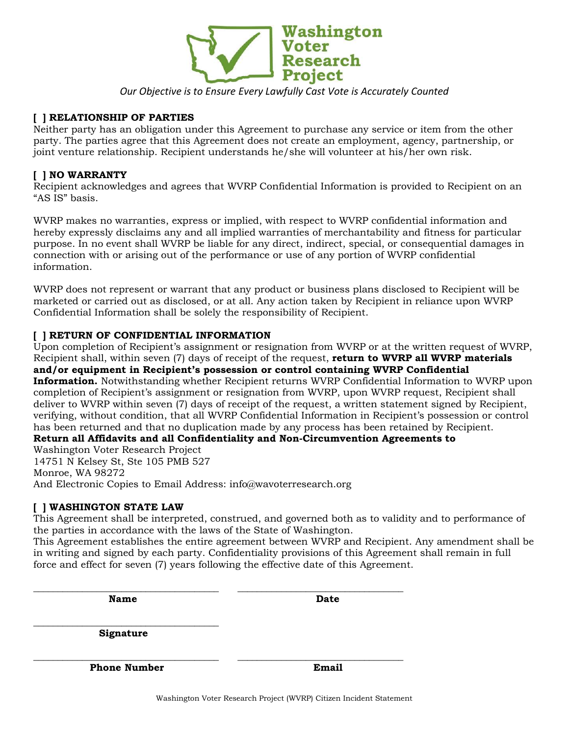**Washington Voter Research Project**

*Our Objective is to Ensure Every Lawfully Cast Vote is Accurately Counted*

**[ ] RELATIONSHIP OF PARTIES**

Neither party has an obligation under this Agreement to purchase any service or item from the other party. The parties agree that this Agreement does not create an employment, agency, partnership, or joint venture relationship. Recipient understands he/she will volunteer at his/her own risk.

**[ ] NO WARRANTY**

Recipient acknowledges and agrees that WVRP Confidential Information is provided to Recipient on an "AS IS" basis.

WVRP makes no warranties, express or implied, with respect to WVRP confidential information and hereby expressly disclaims any and all implied warranties of merchantability and fitness for particular purpose. In no event shall WVRP be liable for any direct, indirect, special, or consequential damages in connection with or arising out of the performance or use of any portion of WVRP confidential information.

WVRP does not represent or warrant that any product or business plans disclosed to Recipient will be marketed or carried out as disclosed, or at all. Any action taken by Recipient in reliance upon WVRP Confidential Information shall be solely the responsibility of Recipient.

**[ ] RETURN OF CONFIDENTIAL INFORMATION**

Upon completion of Recipient's assignment or resignation from WVRP or at the written request of WVRP, Recipient shall, within seven (7) days of receipt of the request, **return to WVRP all WVRP materials and/or equipment in Recipient's possession or control containing WVRP Confidential Information.** Notwithstanding whether Recipient returns WVRP Confidential Information to WVRP upon completion of Recipient's assignment or resignation from WVRP, upon WVRP request, Recipient shall deliver to WVRP within seven (7) days of receipt of the request, a written statement signed by Recipient, verifying, without condition, that all WVRP Confidential Information in Recipient's possession or control has been returned and that no duplication made by any process has been retained by Recipient.

**Return all Affidavits and all Confidentiality and Non-Circumvention Agreements to**

Washington Voter Research Project
14751 N Kelsey St, Ste 105 PMB 527
Monroe, WA 98272
And Electronic Copies to Email Address: info@wavoterresearch.org

**[ ] WASHINGTON STATE LAW**

This Agreement shall be interpreted, construed, and governed both as to validity and to performance of the parties in accordance with the laws of the State of Washington.
This Agreement establishes the entire agreement between WVRP and Recipient. Any amendment shall be in writing and signed by each party. Confidentiality provisions of this Agreement shall remain in full force and effect for seven (7) years following the effective date of this Agreement.

\_\_\_\_\_\_\_\_\_\_\_\_\_\_\_\_\_\_\_\_\_\_\_\_\_\_\_\_\_\_ **Name** \_\_\_\_\_\_\_\_\_\_\_\_\_\_\_\_\_\_\_\_\_\_\_\_\_\_\_\_\_\_ **Date**

\_\_\_\_\_\_\_\_\_\_\_\_\_\_\_\_\_\_\_\_\_\_\_\_\_\_\_\_\_\_ **Signature**

\_\_\_\_\_\_\_\_\_\_\_\_\_\_\_\_\_\_\_\_\_\_\_\_\_\_\_\_\_\_ **Phone Number** \_\_\_\_\_\_\_\_\_\_\_\_\_\_\_\_\_\_\_\_\_\_\_\_\_\_\_\_\_\_ **Email**